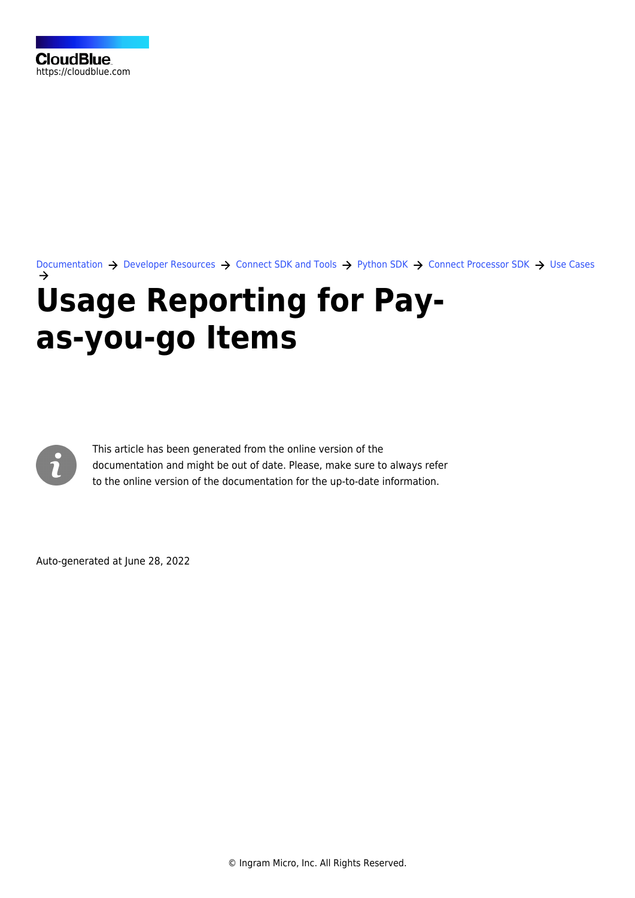Documentation → Developer Resources → Connect SDK and Tools → Python SDK → Connect Processor SDK → Use Cases →

# Usage Reporting for Pay-as-you-go Items

This article has been generated from the online version of the documentation and might be out of date. Please, make sure to always refer to the online version of the documentation for the up-to-date information.

Auto-generated at June 28, 2022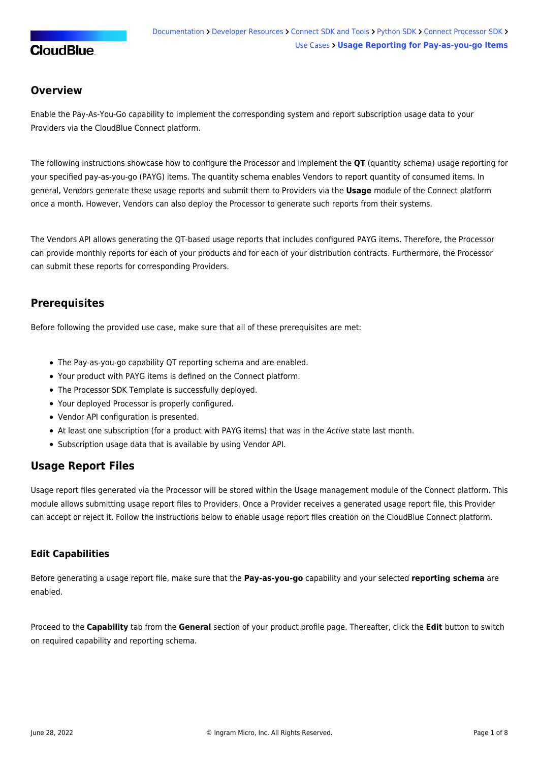## Overview

Enable the Pay-As-You-Go capability to implement the corresponding system and report subscription usage data to your Providers via the CloudBlue Connect platform.

The following instructions showcase how to configure the Processor and implement the **QT** (quantity schema) usage reporting for your specified pay-as-you-go (PAYG) items. The quantity schema enables Vendors to report quantity of consumed items. In general, Vendors generate these usage reports and submit them to Providers via the **Usage** module of the Connect platform once a month. However, Vendors can also deploy the Processor to generate such reports from their systems.

The Vendors API allows generating the QT-based usage reports that includes configured PAYG items. Therefore, the Processor can provide monthly reports for each of your products and for each of your distribution contracts. Furthermore, the Processor can submit these reports for corresponding Providers.

## Prerequisites

Before following the provided use case, make sure that all of these prerequisites are met:

- The Pay-as-you-go capability QT reporting schema and are enabled.
- Your product with PAYG items is defined on the Connect platform.
- The Processor SDK Template is successfully deployed.
- Your deployed Processor is properly configured.
- Vendor API configuration is presented.
- At least one subscription (for a product with PAYG items) that was in the *Active* state last month.
- Subscription usage data that is available by using Vendor API.

## Usage Report Files

Usage report files generated via the Processor will be stored within the Usage management module of the Connect platform. This module allows submitting usage report files to Providers. Once a Provider receives a generated usage report file, this Provider can accept or reject it. Follow the instructions below to enable usage report files creation on the CloudBlue Connect platform.

### Edit Capabilities

Before generating a usage report file, make sure that the **Pay-as-you-go** capability and your selected **reporting schema** are enabled.

Proceed to the **Capability** tab from the **General** section of your product profile page. Thereafter, click the **Edit** button to switch on required capability and reporting schema.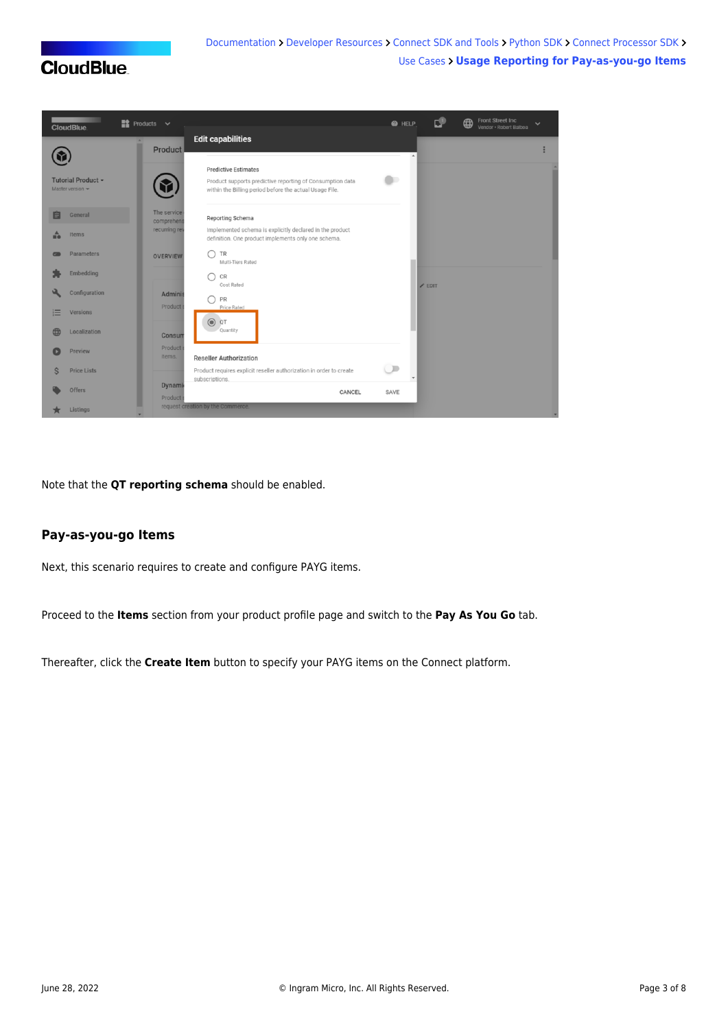Note that the **QT reporting schema** should be enabled.

## Pay-as-you-go Items

Next, this scenario requires to create and configure PAYG items.

Proceed to the **Items** section from your product profile page and switch to the **Pay As You Go** tab.

Thereafter, click the **Create Item** button to specify your PAYG items on the Connect platform.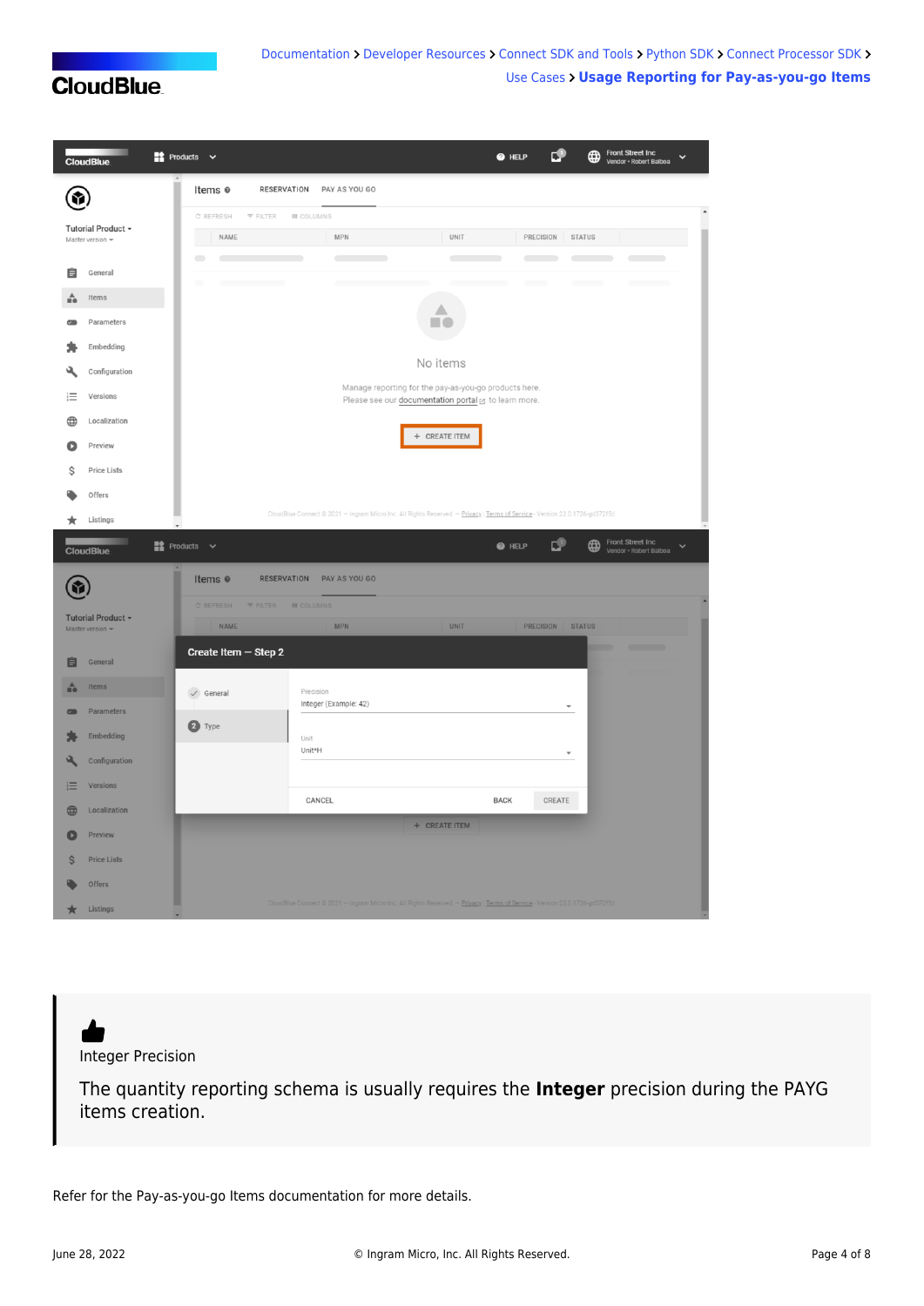Integer Precision

The quantity reporting schema is usually requires the **Integer** precision during the PAYG items creation.

Refer for the Pay-as-you-go Items documentation for more details.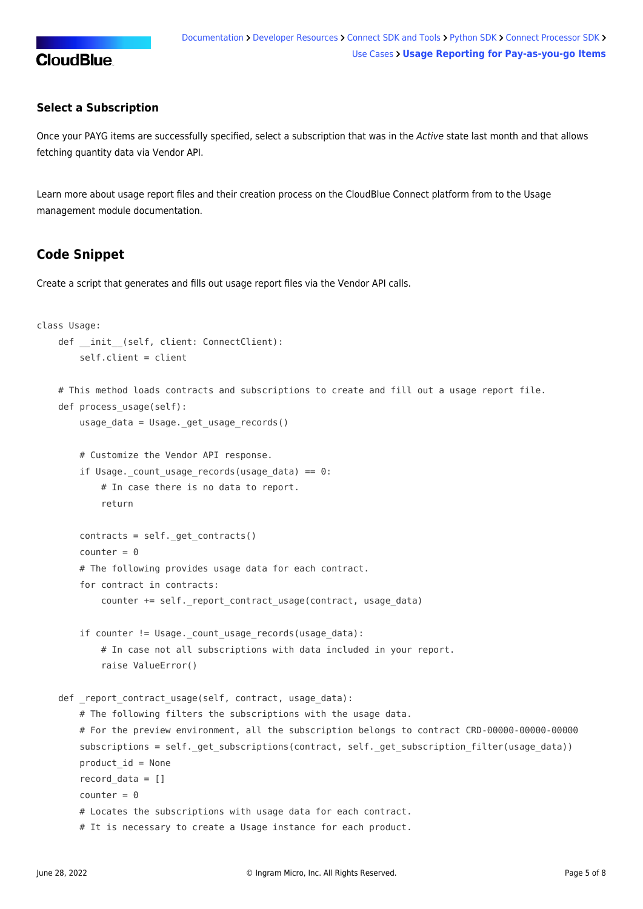### Select a Subscription

Once your PAYG items are successfully specified, select a subscription that was in the *Active* state last month and that allows fetching quantity data via Vendor API.

Learn more about usage report files and their creation process on the CloudBlue Connect platform from to the Usage management module documentation.

## Code Snippet

Create a script that generates and fills out usage report files via the Vendor API calls.

```
class Usage:
    def __init__(self, client: ConnectClient):
        self.client = client

    # This method loads contracts and subscriptions to create and fill out a usage report file.
    def process_usage(self):
        usage_data = Usage._get_usage_records()

        # Customize the Vendor API response.
        if Usage._count_usage_records(usage_data) == 0:
            # In case there is no data to report.
            return

        contracts = self._get_contracts()
        counter = 0
        # The following provides usage data for each contract.
        for contract in contracts:
            counter += self._report_contract_usage(contract, usage_data)

        if counter != Usage._count_usage_records(usage_data):
            # In case not all subscriptions with data included in your report.
            raise ValueError()

    def _report_contract_usage(self, contract, usage_data):
        # The following filters the subscriptions with the usage data.
        # For the preview environment, all the subscription belongs to contract CRD-00000-00000-00000
        subscriptions = self._get_subscriptions(contract, self._get_subscription_filter(usage_data))
        product_id = None
        record_data = []
        counter = 0
        # Locates the subscriptions with usage data for each contract.
        # It is necessary to create a Usage instance for each product.
```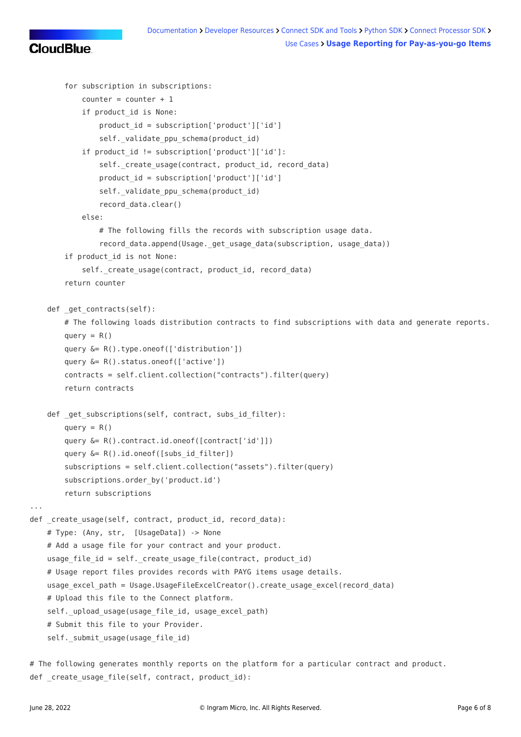```
        for subscription in subscriptions:
            counter = counter + 1
            if product_id is None:
                product_id = subscription['product']['id']
                self._validate_ppu_schema(product_id)
            if product_id != subscription['product']['id']:
                self._create_usage(contract, product_id, record_data)
                product_id = subscription['product']['id']
                self._validate_ppu_schema(product_id)
                record_data.clear()
            else:
                # The following fills the records with subscription usage data.
                record_data.append(Usage._get_usage_data(subscription, usage_data))
        if product_id is not None:
            self._create_usage(contract, product_id, record_data)
        return counter

    def _get_contracts(self):
        # The following loads distribution contracts to find subscriptions with data and generate reports.
        query = R()
        query &= R().type.oneof(['distribution'])
        query &= R().status.oneof(['active'])
        contracts = self.client.collection("contracts").filter(query)
        return contracts

    def _get_subscriptions(self, contract, subs_id_filter):
        query = R()
        query &= R().contract.id.oneof([contract['id']])
        query &= R().id.oneof([subs_id_filter])
        subscriptions = self.client.collection("assets").filter(query)
        subscriptions.order_by('product.id')
        return subscriptions
...
def _create_usage(self, contract, product_id, record_data):
    # Type: (Any, str,  [UsageData]) -> None
    # Add a usage file for your contract and your product.
    usage_file_id = self._create_usage_file(contract, product_id)
    # Usage report files provides records with PAYG items usage details.
    usage_excel_path = Usage.UsageFileExcelCreator().create_usage_excel(record_data)
    # Upload this file to the Connect platform.
    self._upload_usage(usage_file_id, usage_excel_path)
    # Submit this file to your Provider.
    self._submit_usage(usage_file_id)

# The following generates monthly reports on the platform for a particular contract and product.
def _create_usage_file(self, contract, product_id):
```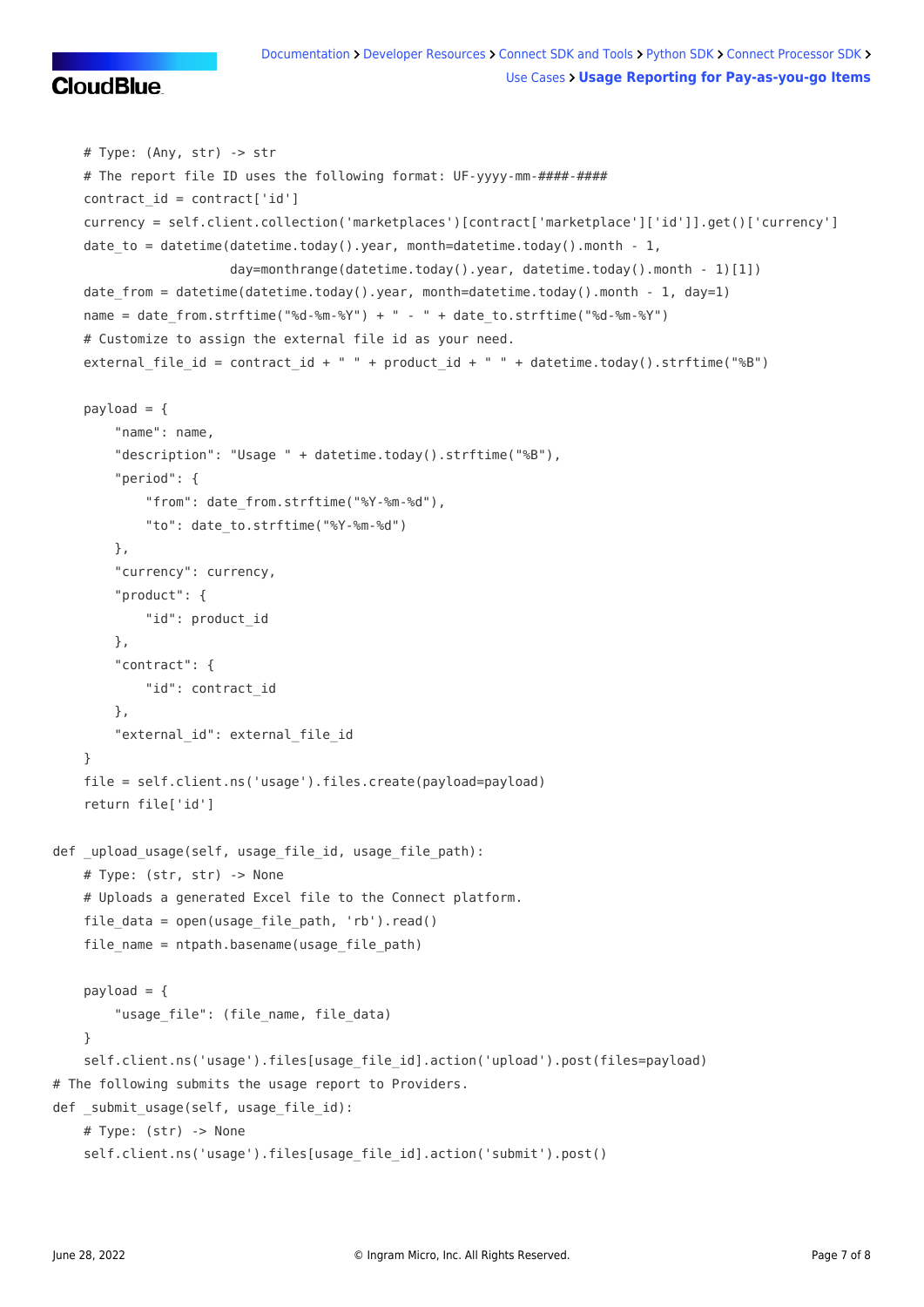```python
    # Type: (Any, str) -> str
    # The report file ID uses the following format: UF-yyyy-mm-####-####
    contract_id = contract['id']
    currency = self.client.collection('marketplaces')[contract['marketplace']['id']].get()['currency']
    date_to = datetime(datetime.today().year, month=datetime.today().month - 1,
                       day=monthrange(datetime.today().year, datetime.today().month - 1)[1])
    date_from = datetime(datetime.today().year, month=datetime.today().month - 1, day=1)
    name = date_from.strftime("%d-%m-%Y") + " - " + date_to.strftime("%d-%m-%Y")
    # Customize to assign the external file id as your need.
    external_file_id = contract_id + " " + product_id + " " + datetime.today().strftime("%B")

    payload = {
        "name": name,
        "description": "Usage " + datetime.today().strftime("%B"),
        "period": {
            "from": date_from.strftime("%Y-%m-%d"),
            "to": date_to.strftime("%Y-%m-%d")
        },
        "currency": currency,
        "product": {
            "id": product_id
        },
        "contract": {
            "id": contract_id
        },
        "external_id": external_file_id
    }
    file = self.client.ns('usage').files.create(payload=payload)
    return file['id']

def _upload_usage(self, usage_file_id, usage_file_path):
    # Type: (str, str) -> None
    # Uploads a generated Excel file to the Connect platform.
    file_data = open(usage_file_path, 'rb').read()
    file_name = ntpath.basename(usage_file_path)

    payload = {
        "usage_file": (file_name, file_data)
    }
    self.client.ns('usage').files[usage_file_id].action('upload').post(files=payload)
# The following submits the usage report to Providers.
def _submit_usage(self, usage_file_id):
    # Type: (str) -> None
    self.client.ns('usage').files[usage_file_id].action('submit').post()
```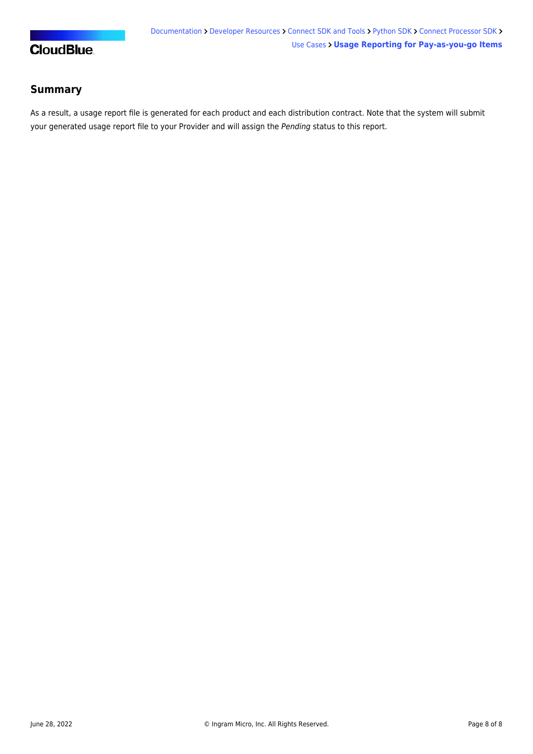## Summary

As a result, a usage report file is generated for each product and each distribution contract. Note that the system will submit your generated usage report file to your Provider and will assign the *Pending* status to this report.